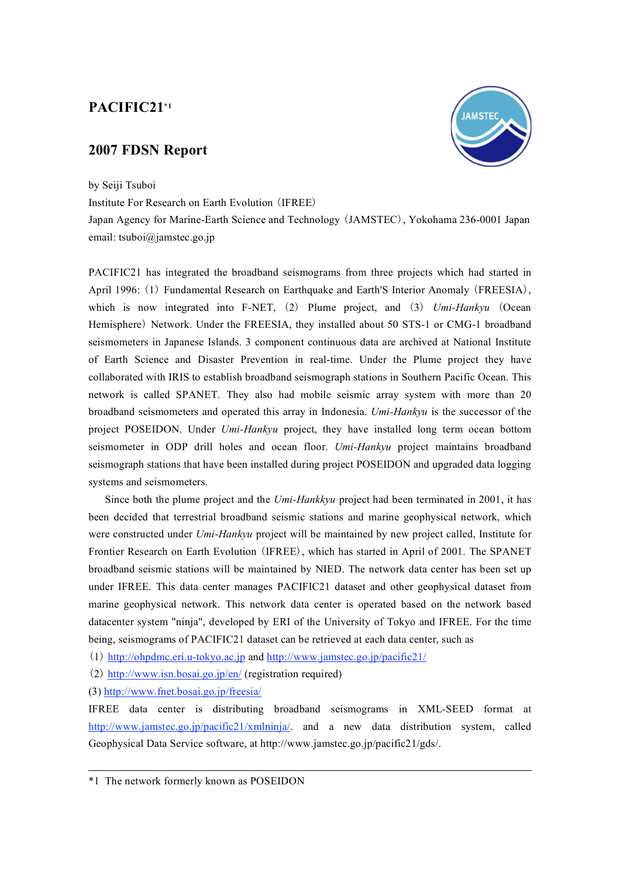# PACIFIC21[*1]

## 2007 FDSN Report

by Seiji Tsuboi
Institute For Research on Earth Evolution（IFREE）
Japan Agency for Marine-Earth Science and Technology（JAMSTEC）, Yokohama 236-0001 Japan
email: tsuboi@jamstec.go.jp

PACIFIC21 has integrated the broadband seismograms from three projects which had started in April 1996:（1）Fundamental Research on Earthquake and Earth'S Interior Anomaly（FREESIA）, which is now integrated into F-NET,（2）Plume project, and（3）*Umi-Hankyu*（Ocean Hemisphere）Network. Under the FREESIA, they installed about 50 STS-1 or CMG-1 broadband seismometers in Japanese Islands. 3 component continuous data are archived at National Institute of Earth Science and Disaster Prevention in real-time. Under the Plume project they have collaborated with IRIS to establish broadband seismograph stations in Southern Pacific Ocean. This network is called SPANET. They also had mobile seismic array system with more than 20 broadband seismometers and operated this array in Indonesia. *Umi-Hankyu* is the successor of the project POSEIDON. Under *Umi-Hankyu* project, they have installed long term ocean bottom seismometer in ODP drill holes and ocean floor. *Umi-Hankyu* project maintains broadband seismograph stations that have been installed during project POSEIDON and upgraded data logging systems and seismometers.

Since both the plume project and the *Umi-Hankkyu* project had been terminated in 2001, it has been decided that terrestrial broadband seismic stations and marine geophysical network, which were constructed under *Umi-Hankyu* project will be maintained by new project called, Institute for Frontier Research on Earth Evolution（IFREE）, which has started in April of 2001. The SPANET broadband seismic stations will be maintained by NIED. The network data center has been set up under IFREE. This data center manages PACIFIC21 dataset and other geophysical dataset from marine geophysical network. This network data center is operated based on the network based datacenter system "ninja", developed by ERI of the University of Tokyo and IFREE. For the time being, seismograms of PACIFIC21 dataset can be retrieved at each data center, such as

（1）http://ohpdmc.eri.u-tokyo.ac.jp and http://www.jamstec.go.jp/pacific21/
（2）http://www.isn.bosai.go.jp/en/ (registration required)
(3) http://www.fnet.bosai.go.jp/freesia/

IFREE data center is distributing broadband seismograms in XML-SEED format at http://www.jamstec.go.jp/pacific21/xmlninja/. and a new data distribution system, called Geophysical Data Service software, at http://www.jamstec.go.jp/pacific21/gds/.

---

*1 The network formerly known as POSEIDON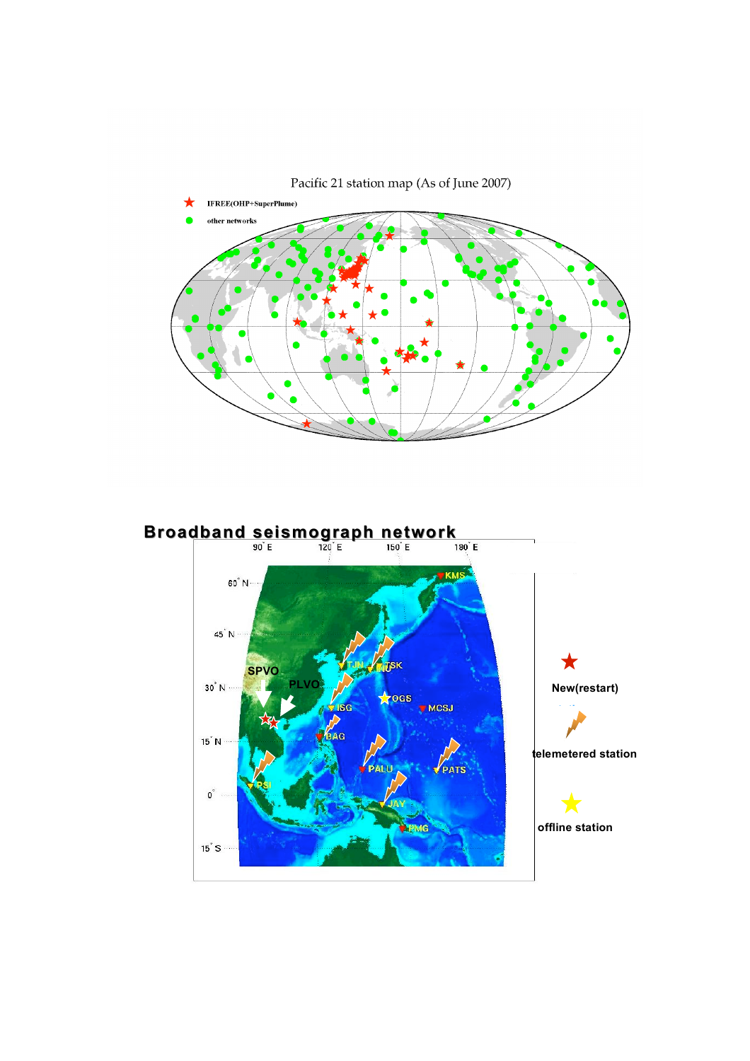Pacific 21 station map (As of June 2007)

IFREE(OHP+SuperPlume)

other networks

Broadband seismograph network

90° E

120° E

150° E

180° E

60° N

45° N

30° N

15° N

0°

15° S

SPVO

PLVO

KMS

TJN

TSK

ISG

OGS

MCSJ

BAG

PALU

PATS

PSI

JAY

PMG

New(restart)

telemetered station

offline station